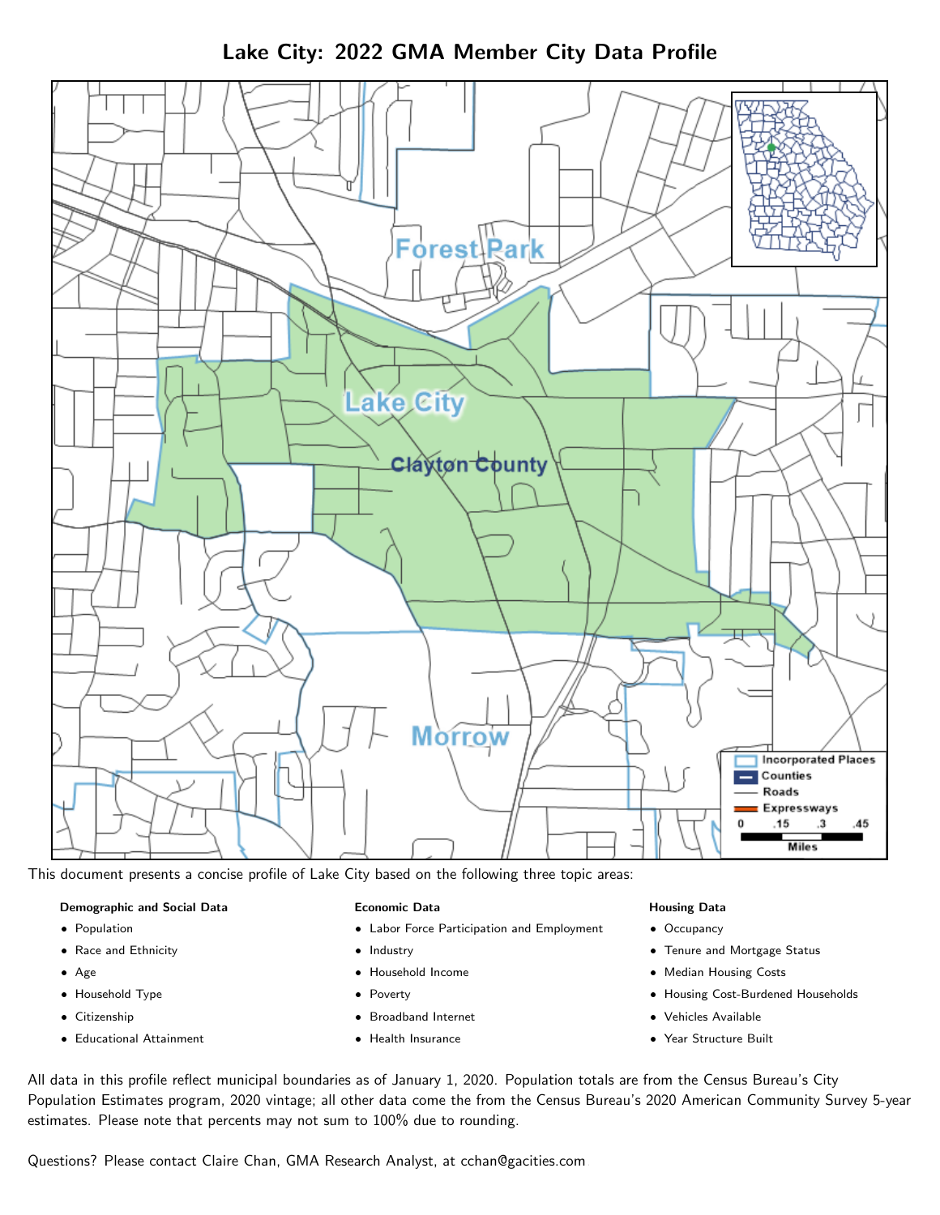# Lake City: 2022 GMA Member City Data Profile

This document presents a concise profile of Lake City based on the following three topic areas:

**Demographic and Social Data**

- Population
- Race and Ethnicity
- Age
- Household Type
- Citizenship
- Educational Attainment

**Economic Data**

- Labor Force Participation and Employment
- Industry
- Household Income
- Poverty
- Broadband Internet
- Health Insurance

**Housing Data**

- Occupancy
- Tenure and Mortgage Status
- Median Housing Costs
- Housing Cost-Burdened Households
- Vehicles Available
- Year Structure Built

All data in this profile reflect municipal boundaries as of January 1, 2020. Population totals are from the Census Bureau's City Population Estimates program, 2020 vintage; all other data come the from the Census Bureau's 2020 American Community Survey 5-year estimates. Please note that percents may not sum to 100% due to rounding.

Questions? Please contact Claire Chan, GMA Research Analyst, at cchan@gacities.com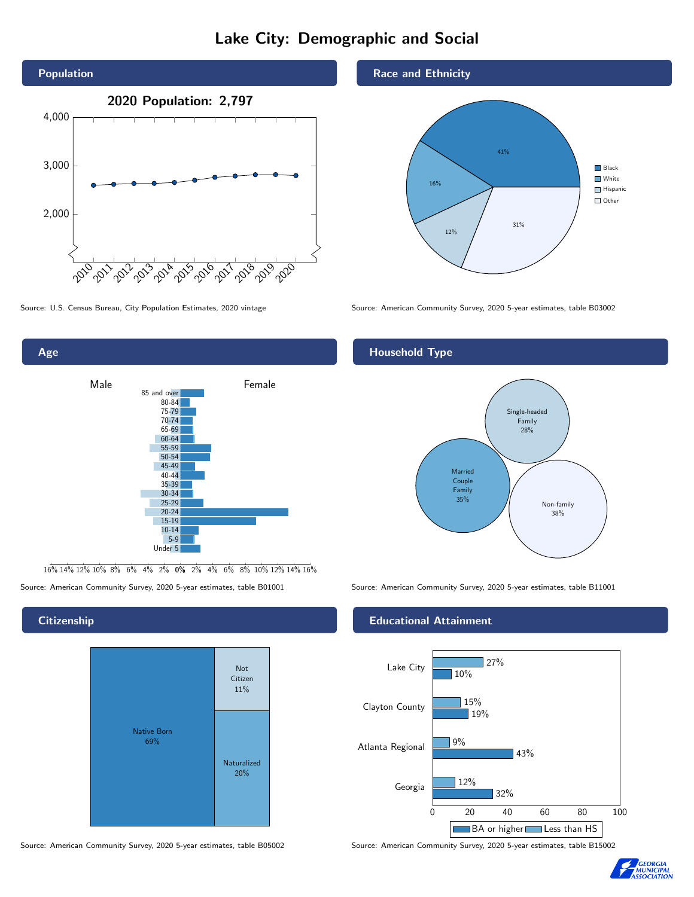# Lake City: Demographic and Social

## Population

**2020 Population: 2,797**

Source: U.S. Census Bureau, City Population Estimates, 2020 vintage

## Race and Ethnicity

| Race/Ethnicity | Percent |
| --- | --- |
| Black | 41% |
| White | 16% |
| Hispanic | 12% |
| Other | 31% |

Source: American Community Survey, 2020 5-year estimates, table B03002

## Age

Male / Female

Age groups: 85 and over, 80-84, 75-79, 70-74, 65-69, 60-64, 55-59, 50-54, 45-49, 40-44, 35-39, 30-34, 25-29, 20-24, 15-19, 10-14, 5-9, Under 5

Source: American Community Survey, 2020 5-year estimates, table B01001

## Household Type

| Household Type | Percent |
| --- | --- |
| Single-headed Family | 28% |
| Married Couple Family | 35% |
| Non-family | 38% |

Source: American Community Survey, 2020 5-year estimates, table B11001

## Citizenship

| Citizenship | Percent |
| --- | --- |
| Native Born | 69% |
| Not Citizen | 11% |
| Naturalized | 20% |

Source: American Community Survey, 2020 5-year estimates, table B05002

## Educational Attainment

| Area | Less than HS | BA or higher |
| --- | --- | --- |
| Lake City | 27% | 10% |
| Clayton County | 15% | 19% |
| Atlanta Regional | 9% | 43% |
| Georgia | 12% | 32% |

Source: American Community Survey, 2020 5-year estimates, table B15002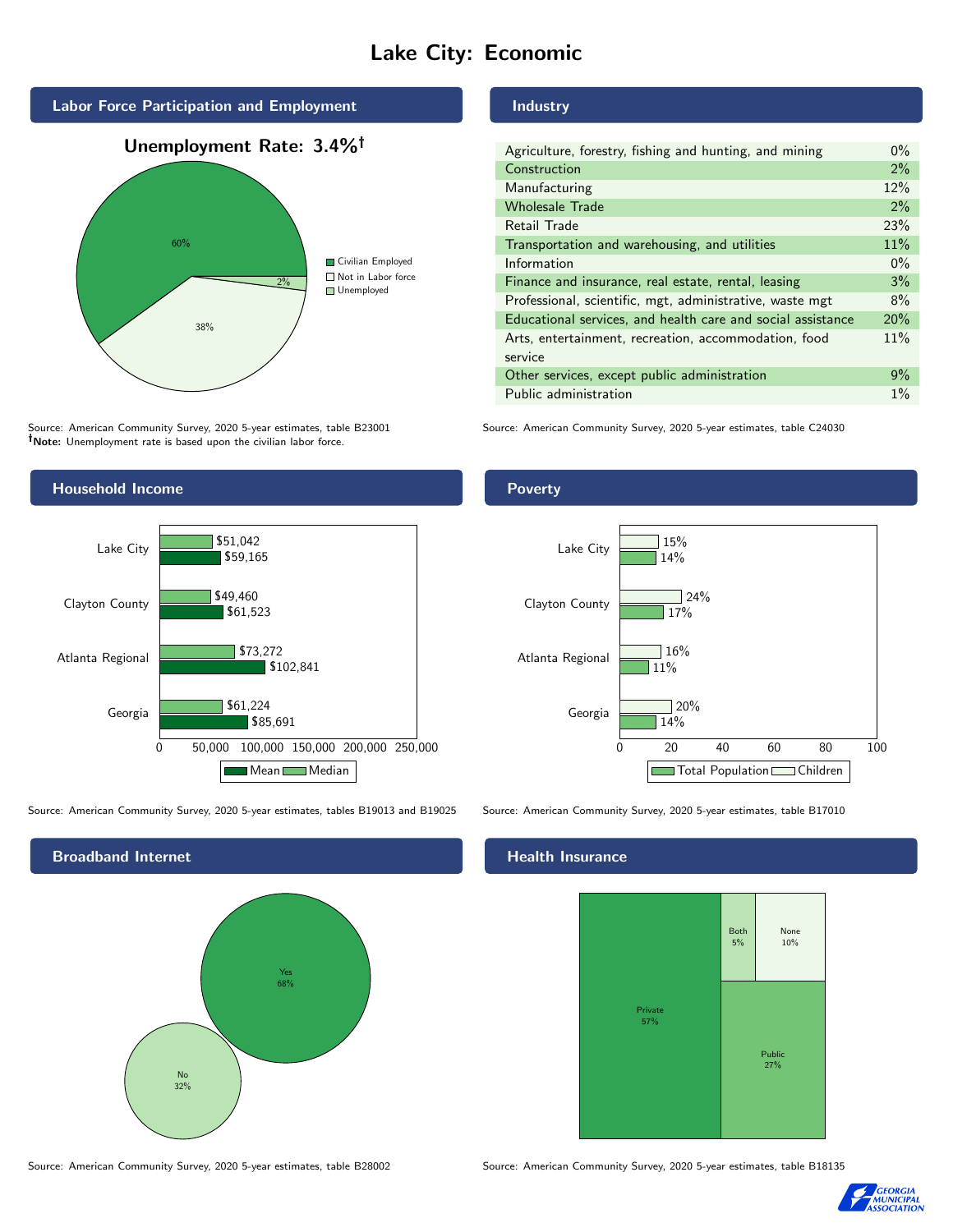# Lake City: Economic

## Labor Force Participation and Employment

**Unemployment Rate: 3.4%†**

| Category | Percent |
|---|---|
| Civilian Employed | 60% |
| Not in Labor force | 38% |
| Unemployed | 2% |

Source: American Community Survey, 2020 5-year estimates, table B23001
**†Note:** Unemployment rate is based upon the civilian labor force.

## Industry

| Industry | Percent |
|---|---|
| Agriculture, forestry, fishing and hunting, and mining | 0% |
| Construction | 2% |
| Manufacturing | 12% |
| Wholesale Trade | 2% |
| Retail Trade | 23% |
| Transportation and warehousing, and utilities | 11% |
| Information | 0% |
| Finance and insurance, real estate, rental, leasing | 3% |
| Professional, scientific, mgt, administrative, waste mgt | 8% |
| Educational services, and health care and social assistance | 20% |
| Arts, entertainment, recreation, accommodation, food service | 11% |
| Other services, except public administration | 9% |
| Public administration | 1% |

Source: American Community Survey, 2020 5-year estimates, table C24030

## Household Income

| Area | Median | Mean |
|---|---|---|
| Lake City | $51,042 | $59,165 |
| Clayton County | $49,460 | $61,523 |
| Atlanta Regional | $73,272 | $102,841 |
| Georgia | $61,224 | $85,691 |

Source: American Community Survey, 2020 5-year estimates, tables B19013 and B19025

## Poverty

| Area | Children | Total Population |
|---|---|---|
| Lake City | 15% | 14% |
| Clayton County | 24% | 17% |
| Atlanta Regional | 16% | 11% |
| Georgia | 20% | 14% |

Source: American Community Survey, 2020 5-year estimates, table B17010

## Broadband Internet

| Response | Percent |
|---|---|
| Yes | 68% |
| No | 32% |

Source: American Community Survey, 2020 5-year estimates, table B28002

## Health Insurance

| Type | Percent |
|---|---|
| Private | 57% |
| Public | 27% |
| Both | 5% |
| None | 10% |

Source: American Community Survey, 2020 5-year estimates, table B18135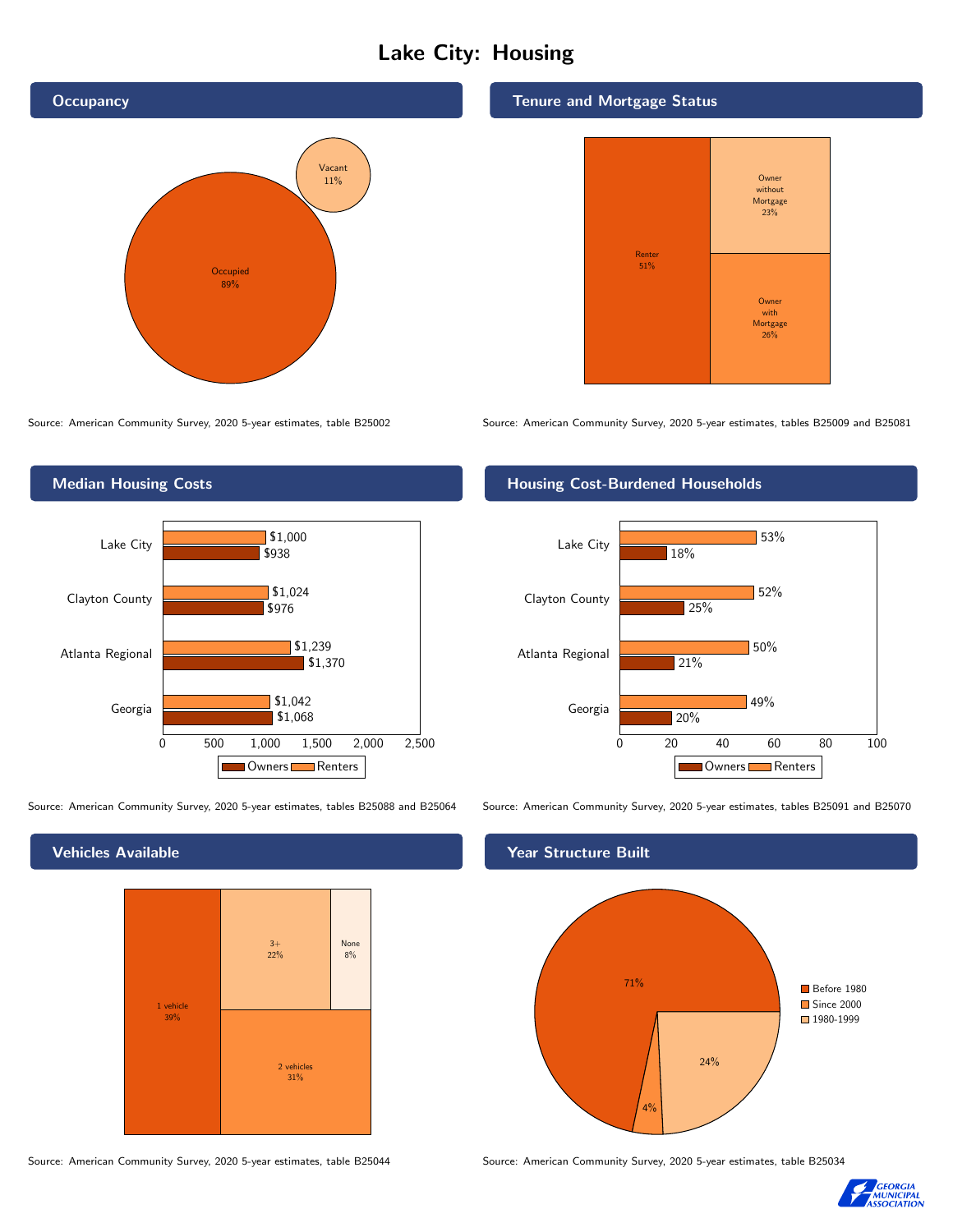# Lake City: Housing

## Occupancy

Vacant
11%

Occupied
89%

Source: American Community Survey, 2020 5-year estimates, table B25002

## Tenure and Mortgage Status

Renter
51%

Owner without Mortgage
23%

Owner with Mortgage
26%

Source: American Community Survey, 2020 5-year estimates, tables B25009 and B25081

## Median Housing Costs

Lake City
$1,000
$938

Clayton County
$1,024
$976

Atlanta Regional
$1,239
$1,370

Georgia
$1,042
$1,068

0 500 1,000 1,500 2,000 2,500

Owners Renters

Source: American Community Survey, 2020 5-year estimates, tables B25088 and B25064

## Housing Cost-Burdened Households

Lake City
53%
18%

Clayton County
52%
25%

Atlanta Regional
50%
21%

Georgia
49%
20%

0 20 40 60 80 100

Owners Renters

Source: American Community Survey, 2020 5-year estimates, tables B25091 and B25070

## Vehicles Available

1 vehicle
39%

3+
22%

None
8%

2 vehicles
31%

Source: American Community Survey, 2020 5-year estimates, table B25044

## Year Structure Built

71%
24%
4%

Before 1980
Since 2000
1980-1999

Source: American Community Survey, 2020 5-year estimates, table B25034

GEORGIA MUNICIPAL ASSOCIATION